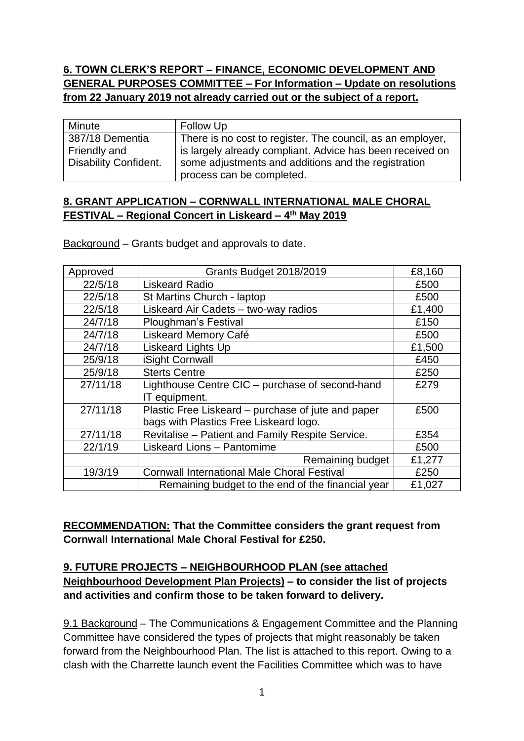**6. TOWN CLERK'S REPORT – FINANCE, ECONOMIC DEVELOPMENT AND GENERAL PURPOSES COMMITTEE – For Information – Update on resolutions from 22 January 2019 not already carried out or the subject of a report.**

| Minute | Follow Up |
|---|---|
| 387/18 Dementia Friendly and Disability Confident. | There is no cost to register. The council, as an employer, is largely already compliant. Advice has been received on some adjustments and additions and the registration process can be completed. |

**8. GRANT APPLICATION – CORNWALL INTERNATIONAL MALE CHORAL FESTIVAL – Regional Concert in Liskeard – 4th May 2019**

Background – Grants budget and approvals to date.

| Approved | Grants Budget 2018/2019 | £8,160 |
|---|---|---|
| 22/5/18 | Liskeard Radio | £500 |
| 22/5/18 | St Martins Church - laptop | £500 |
| 22/5/18 | Liskeard Air Cadets – two-way radios | £1,400 |
| 24/7/18 | Ploughman's Festival | £150 |
| 24/7/18 | Liskeard Memory Café | £500 |
| 24/7/18 | Liskeard Lights Up | £1,500 |
| 25/9/18 | iSight Cornwall | £450 |
| 25/9/18 | Sterts Centre | £250 |
| 27/11/18 | Lighthouse Centre CIC – purchase of second-hand IT equipment. | £279 |
| 27/11/18 | Plastic Free Liskeard – purchase of jute and paper bags with Plastics Free Liskeard logo. | £500 |
| 27/11/18 | Revitalise – Patient and Family Respite Service. | £354 |
| 22/1/19 | Liskeard Lions – Pantomime | £500 |
| | Remaining budget | £1,277 |
| 19/3/19 | Cornwall International Male Choral Festival | £250 |
| | Remaining budget to the end of the financial year | £1,027 |

**RECOMMENDATION: That the Committee considers the grant request from Cornwall International Male Choral Festival for £250.**

**9. FUTURE PROJECTS – NEIGHBOURHOOD PLAN (see attached Neighbourhood Development Plan Projects) – to consider the list of projects and activities and confirm those to be taken forward to delivery.**

9.1 Background – The Communications & Engagement Committee and the Planning Committee have considered the types of projects that might reasonably be taken forward from the Neighbourhood Plan. The list is attached to this report. Owing to a clash with the Charrette launch event the Facilities Committee which was to have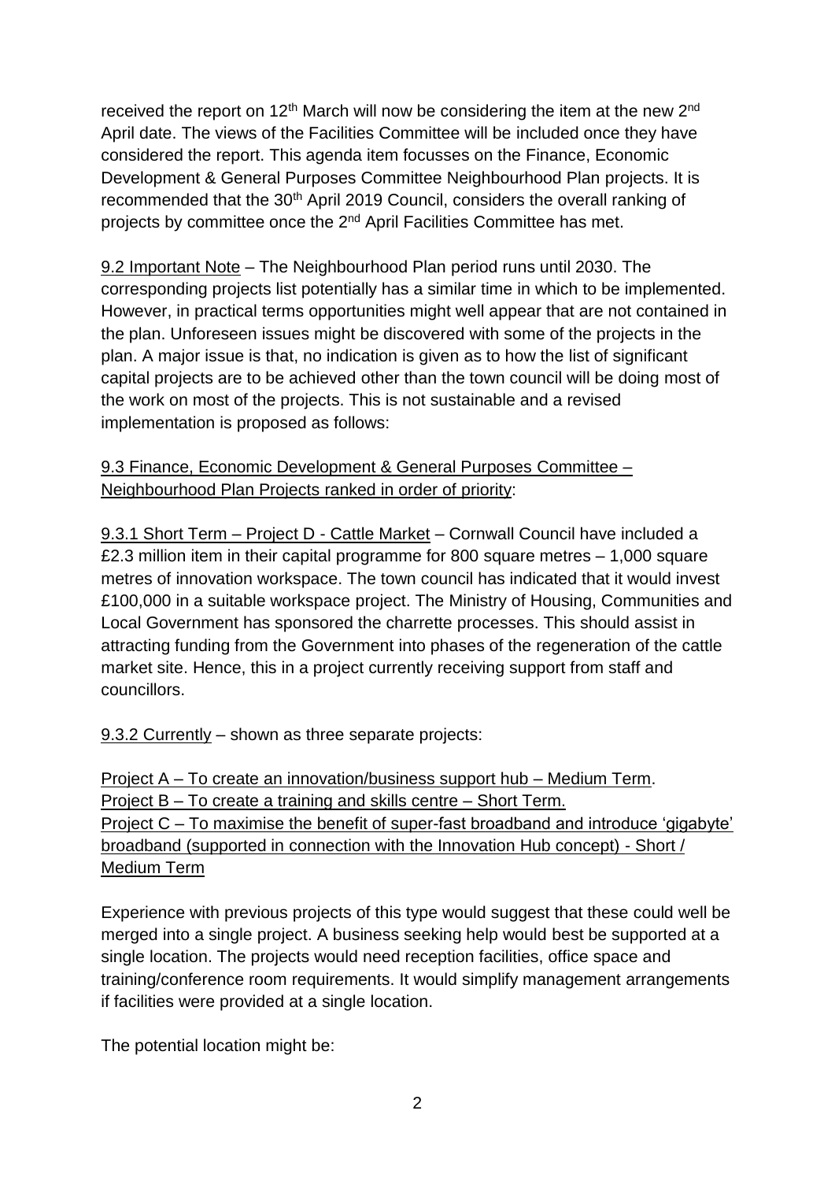received the report on 12th March will now be considering the item at the new 2nd April date. The views of the Facilities Committee will be included once they have considered the report. This agenda item focusses on the Finance, Economic Development & General Purposes Committee Neighbourhood Plan projects. It is recommended that the 30th April 2019 Council, considers the overall ranking of projects by committee once the 2nd April Facilities Committee has met.

9.2 Important Note – The Neighbourhood Plan period runs until 2030. The corresponding projects list potentially has a similar time in which to be implemented. However, in practical terms opportunities might well appear that are not contained in the plan. Unforeseen issues might be discovered with some of the projects in the plan. A major issue is that, no indication is given as to how the list of significant capital projects are to be achieved other than the town council will be doing most of the work on most of the projects. This is not sustainable and a revised implementation is proposed as follows:

9.3 Finance, Economic Development & General Purposes Committee – Neighbourhood Plan Projects ranked in order of priority:

9.3.1 Short Term – Project D - Cattle Market – Cornwall Council have included a £2.3 million item in their capital programme for 800 square metres – 1,000 square metres of innovation workspace. The town council has indicated that it would invest £100,000 in a suitable workspace project. The Ministry of Housing, Communities and Local Government has sponsored the charrette processes. This should assist in attracting funding from the Government into phases of the regeneration of the cattle market site. Hence, this in a project currently receiving support from staff and councillors.

9.3.2 Currently – shown as three separate projects:

Project A – To create an innovation/business support hub – Medium Term.
Project B – To create a training and skills centre – Short Term.
Project C – To maximise the benefit of super-fast broadband and introduce 'gigabyte' broadband (supported in connection with the Innovation Hub concept) - Short / Medium Term

Experience with previous projects of this type would suggest that these could well be merged into a single project. A business seeking help would best be supported at a single location. The projects would need reception facilities, office space and training/conference room requirements. It would simplify management arrangements if facilities were provided at a single location.

The potential location might be: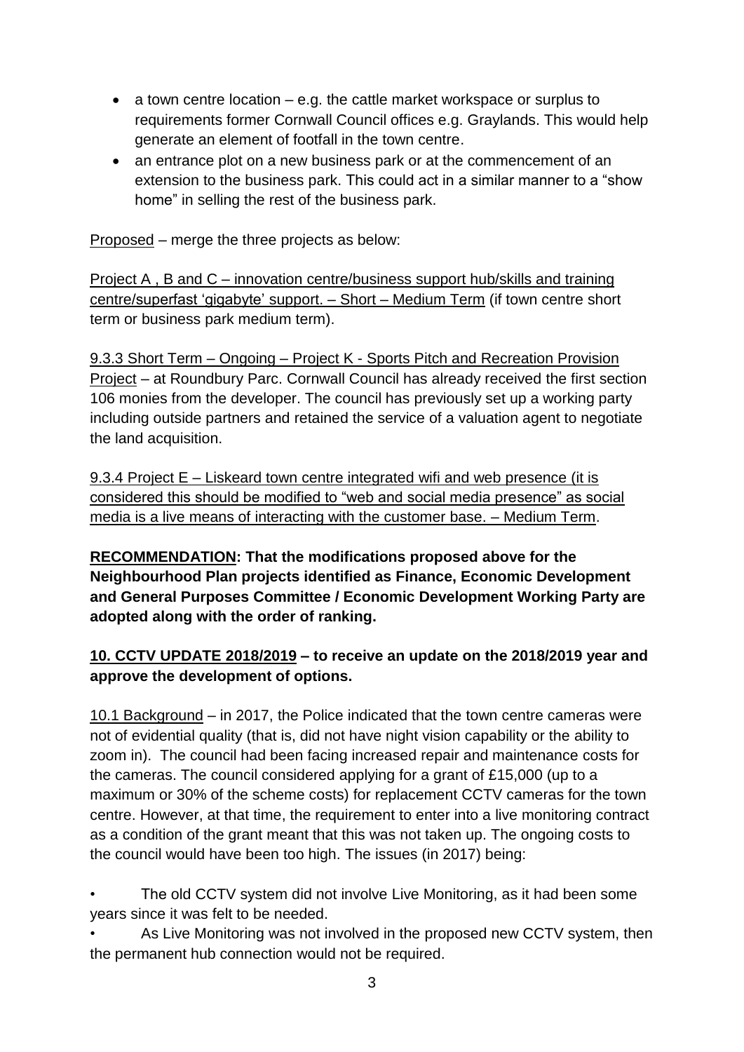- a town centre location – e.g. the cattle market workspace or surplus to requirements former Cornwall Council offices e.g. Graylands. This would help generate an element of footfall in the town centre.
- an entrance plot on a new business park or at the commencement of an extension to the business park. This could act in a similar manner to a "show home" in selling the rest of the business park.

<u>Proposed</u> – merge the three projects as below:

<u>Project A , B and C – innovation centre/business support hub/skills and training centre/superfast 'gigabyte' support. – Short – Medium Term</u> (if town centre short term or business park medium term).

<u>9.3.3 Short Term – Ongoing – Project K - Sports Pitch and Recreation Provision Project</u> – at Roundbury Parc. Cornwall Council has already received the first section 106 monies from the developer. The council has previously set up a working party including outside partners and retained the service of a valuation agent to negotiate the land acquisition.

<u>9.3.4 Project E – Liskeard town centre integrated wifi and web presence (it is considered this should be modified to "web and social media presence" as social media is a live means of interacting with the customer base. – Medium Term</u>.

**<u>RECOMMENDATION</u>: That the modifications proposed above for the Neighbourhood Plan projects identified as Finance, Economic Development and General Purposes Committee / Economic Development Working Party are adopted along with the order of ranking.**

**<u>10. CCTV UPDATE 2018/2019</u> – to receive an update on the 2018/2019 year and approve the development of options.**

<u>10.1 Background</u> – in 2017, the Police indicated that the town centre cameras were not of evidential quality (that is, did not have night vision capability or the ability to zoom in). The council had been facing increased repair and maintenance costs for the cameras. The council considered applying for a grant of £15,000 (up to a maximum or 30% of the scheme costs) for replacement CCTV cameras for the town centre. However, at that time, the requirement to enter into a live monitoring contract as a condition of the grant meant that this was not taken up. The ongoing costs to the council would have been too high. The issues (in 2017) being:

- The old CCTV system did not involve Live Monitoring, as it had been some years since it was felt to be needed.
- As Live Monitoring was not involved in the proposed new CCTV system, then the permanent hub connection would not be required.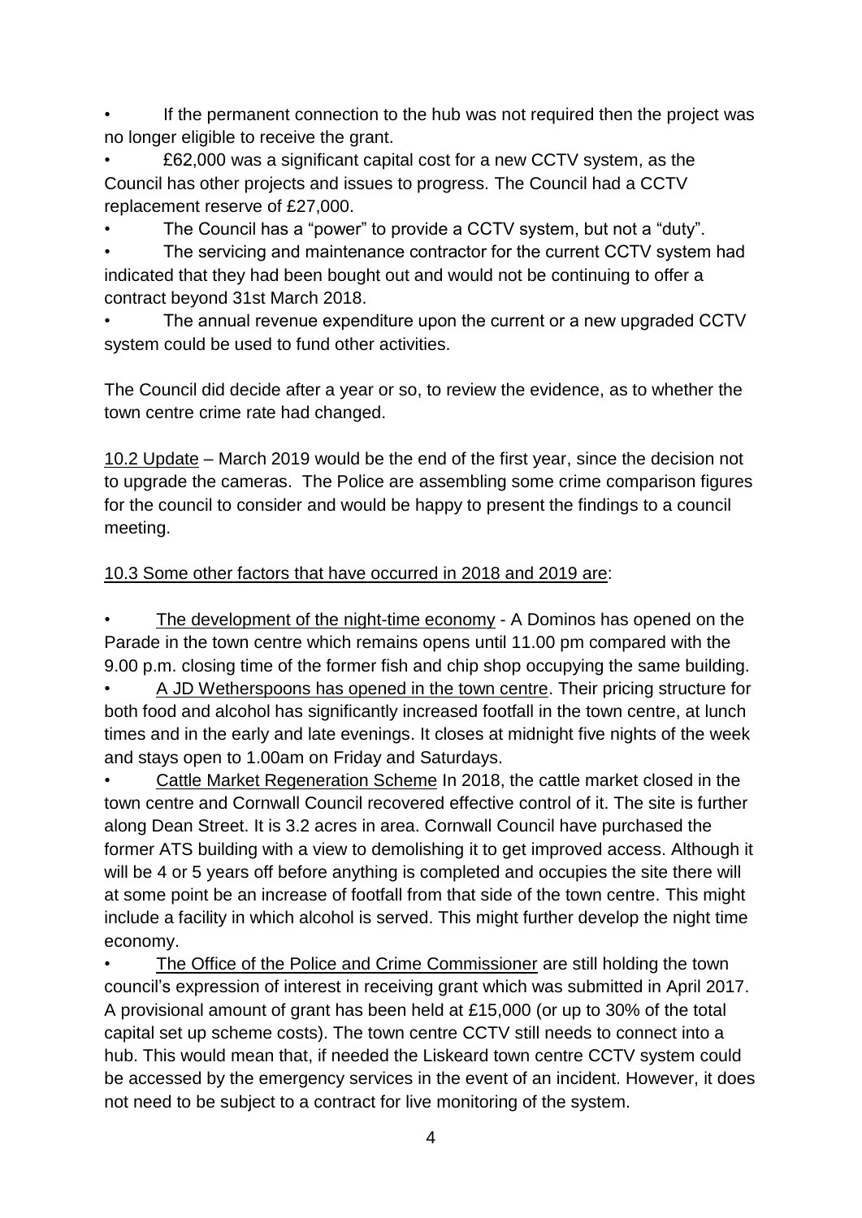- If the permanent connection to the hub was not required then the project was no longer eligible to receive the grant.
- £62,000 was a significant capital cost for a new CCTV system, as the Council has other projects and issues to progress. The Council had a CCTV replacement reserve of £27,000.
- The Council has a "power" to provide a CCTV system, but not a "duty".
- The servicing and maintenance contractor for the current CCTV system had indicated that they had been bought out and would not be continuing to offer a contract beyond 31st March 2018.
- The annual revenue expenditure upon the current or a new upgraded CCTV system could be used to fund other activities.

The Council did decide after a year or so, to review the evidence, as to whether the town centre crime rate had changed.

<u>10.2 Update</u> – March 2019 would be the end of the first year, since the decision not to upgrade the cameras. The Police are assembling some crime comparison figures for the council to consider and would be happy to present the findings to a council meeting.

<u>10.3 Some other factors that have occurred in 2018 and 2019 are</u>:

- <u>The development of the night-time economy</u> - A Dominos has opened on the Parade in the town centre which remains opens until 11.00 pm compared with the 9.00 p.m. closing time of the former fish and chip shop occupying the same building.
- <u>A JD Wetherspoons has opened in the town centre</u>. Their pricing structure for both food and alcohol has significantly increased footfall in the town centre, at lunch times and in the early and late evenings. It closes at midnight five nights of the week and stays open to 1.00am on Friday and Saturdays.
- <u>Cattle Market Regeneration Scheme</u> In 2018, the cattle market closed in the town centre and Cornwall Council recovered effective control of it. The site is further along Dean Street. It is 3.2 acres in area. Cornwall Council have purchased the former ATS building with a view to demolishing it to get improved access. Although it will be 4 or 5 years off before anything is completed and occupies the site there will at some point be an increase of footfall from that side of the town centre. This might include a facility in which alcohol is served. This might further develop the night time economy.
- <u>The Office of the Police and Crime Commissioner</u> are still holding the town council's expression of interest in receiving grant which was submitted in April 2017. A provisional amount of grant has been held at £15,000 (or up to 30% of the total capital set up scheme costs). The town centre CCTV still needs to connect into a hub. This would mean that, if needed the Liskeard town centre CCTV system could be accessed by the emergency services in the event of an incident. However, it does not need to be subject to a contract for live monitoring of the system.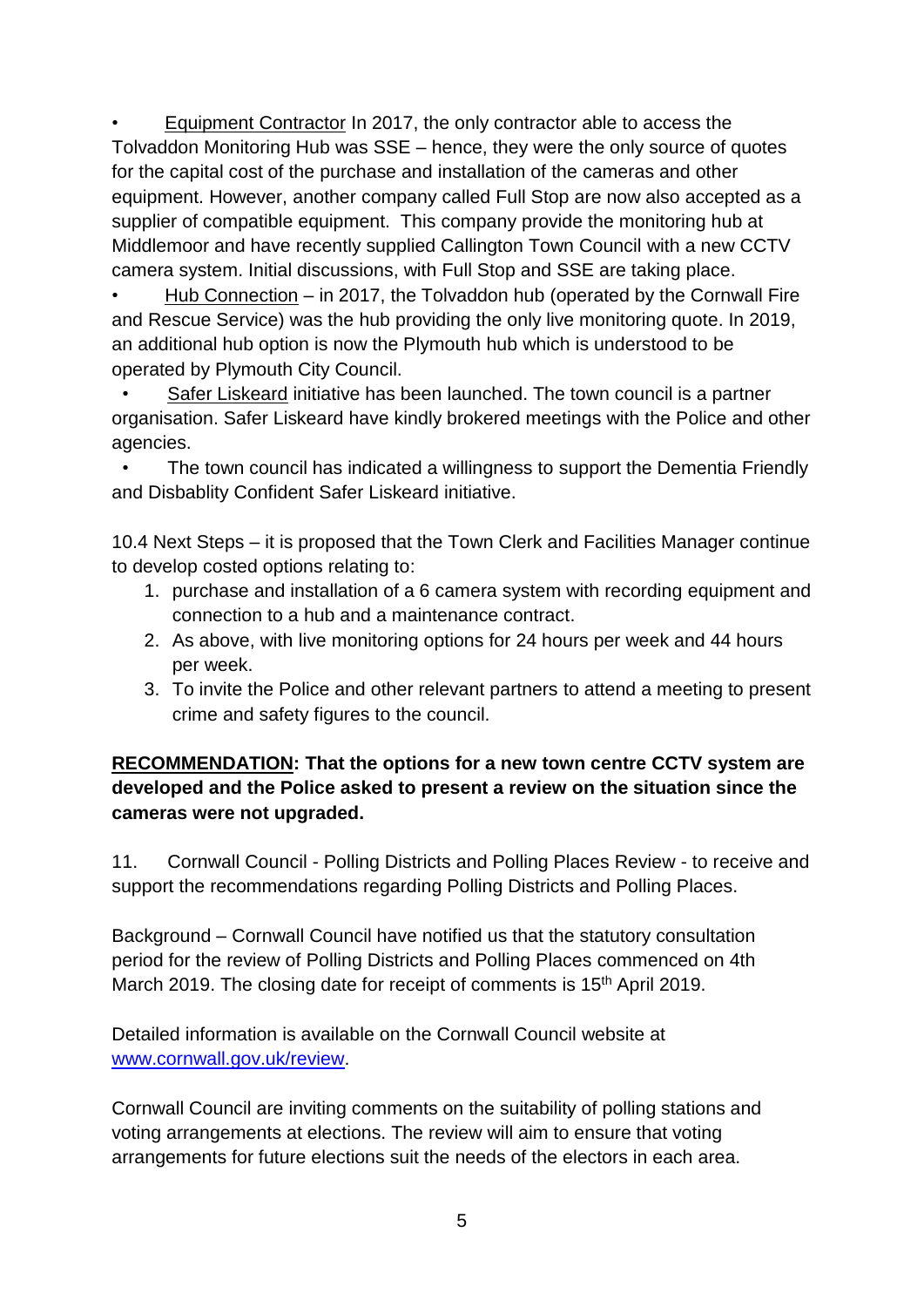- <u>Equipment Contractor</u> In 2017, the only contractor able to access the Tolvaddon Monitoring Hub was SSE – hence, they were the only source of quotes for the capital cost of the purchase and installation of the cameras and other equipment. However, another company called Full Stop are now also accepted as a supplier of compatible equipment. This company provide the monitoring hub at Middlemoor and have recently supplied Callington Town Council with a new CCTV camera system. Initial discussions, with Full Stop and SSE are taking place.
- <u>Hub Connection</u> – in 2017, the Tolvaddon hub (operated by the Cornwall Fire and Rescue Service) was the hub providing the only live monitoring quote. In 2019, an additional hub option is now the Plymouth hub which is understood to be operated by Plymouth City Council.
- <u>Safer Liskeard</u> initiative has been launched. The town council is a partner organisation. Safer Liskeard have kindly brokered meetings with the Police and other agencies.
- The town council has indicated a willingness to support the Dementia Friendly and Disbablity Confident Safer Liskeard initiative.

10.4 Next Steps – it is proposed that the Town Clerk and Facilities Manager continue to develop costed options relating to:

1. purchase and installation of a 6 camera system with recording equipment and connection to a hub and a maintenance contract.
2. As above, with live monitoring options for 24 hours per week and 44 hours per week.
3. To invite the Police and other relevant partners to attend a meeting to present crime and safety figures to the council.

**<u>RECOMMENDATION</u>: That the options for a new town centre CCTV system are developed and the Police asked to present a review on the situation since the cameras were not upgraded.**

11. Cornwall Council - Polling Districts and Polling Places Review - to receive and support the recommendations regarding Polling Districts and Polling Places.

Background – Cornwall Council have notified us that the statutory consultation period for the review of Polling Districts and Polling Places commenced on 4th March 2019. The closing date for receipt of comments is 15th April 2019.

Detailed information is available on the Cornwall Council website at [www.cornwall.gov.uk/review](http://www.cornwall.gov.uk/review).

Cornwall Council are inviting comments on the suitability of polling stations and voting arrangements at elections. The review will aim to ensure that voting arrangements for future elections suit the needs of the electors in each area.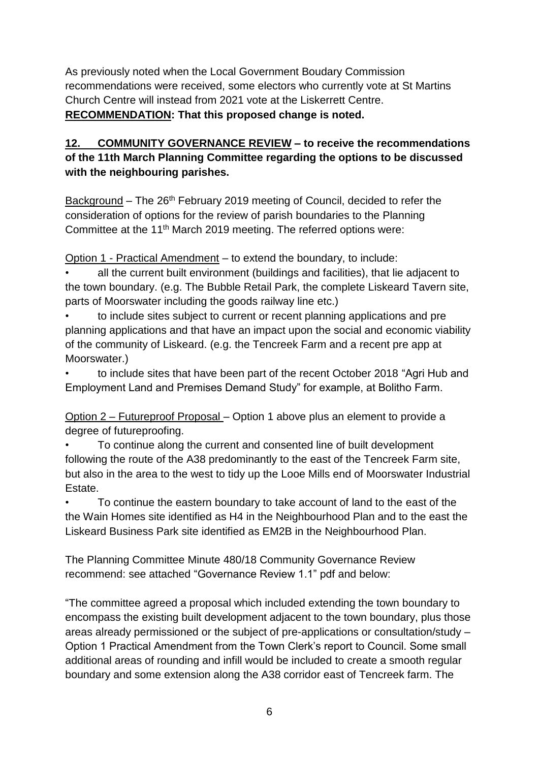As previously noted when the Local Government Boudary Commission recommendations were received, some electors who currently vote at St Martins Church Centre will instead from 2021 vote at the Liskerrett Centre.
**RECOMMENDATION: That this proposed change is noted.**

**12. COMMUNITY GOVERNANCE REVIEW – to receive the recommendations of the 11th March Planning Committee regarding the options to be discussed with the neighbouring parishes.**

Background – The 26th February 2019 meeting of Council, decided to refer the consideration of options for the review of parish boundaries to the Planning Committee at the 11th March 2019 meeting. The referred options were:

Option 1 - Practical Amendment – to extend the boundary, to include:

- all the current built environment (buildings and facilities), that lie adjacent to the town boundary. (e.g. The Bubble Retail Park, the complete Liskeard Tavern site, parts of Moorswater including the goods railway line etc.)
- to include sites subject to current or recent planning applications and pre planning applications and that have an impact upon the social and economic viability of the community of Liskeard. (e.g. the Tencreek Farm and a recent pre app at Moorswater.)
- to include sites that have been part of the recent October 2018 "Agri Hub and Employment Land and Premises Demand Study" for example, at Bolitho Farm.

Option 2 – Futureproof Proposal – Option 1 above plus an element to provide a degree of futureproofing.

- To continue along the current and consented line of built development following the route of the A38 predominantly to the east of the Tencreek Farm site, but also in the area to the west to tidy up the Looe Mills end of Moorswater Industrial Estate.
- To continue the eastern boundary to take account of land to the east of the the Wain Homes site identified as H4 in the Neighbourhood Plan and to the east the Liskeard Business Park site identified as EM2B in the Neighbourhood Plan.

The Planning Committee Minute 480/18 Community Governance Review recommend: see attached "Governance Review 1.1" pdf and below:

"The committee agreed a proposal which included extending the town boundary to encompass the existing built development adjacent to the town boundary, plus those areas already permissioned or the subject of pre-applications or consultation/study – Option 1 Practical Amendment from the Town Clerk's report to Council. Some small additional areas of rounding and infill would be included to create a smooth regular boundary and some extension along the A38 corridor east of Tencreek farm. The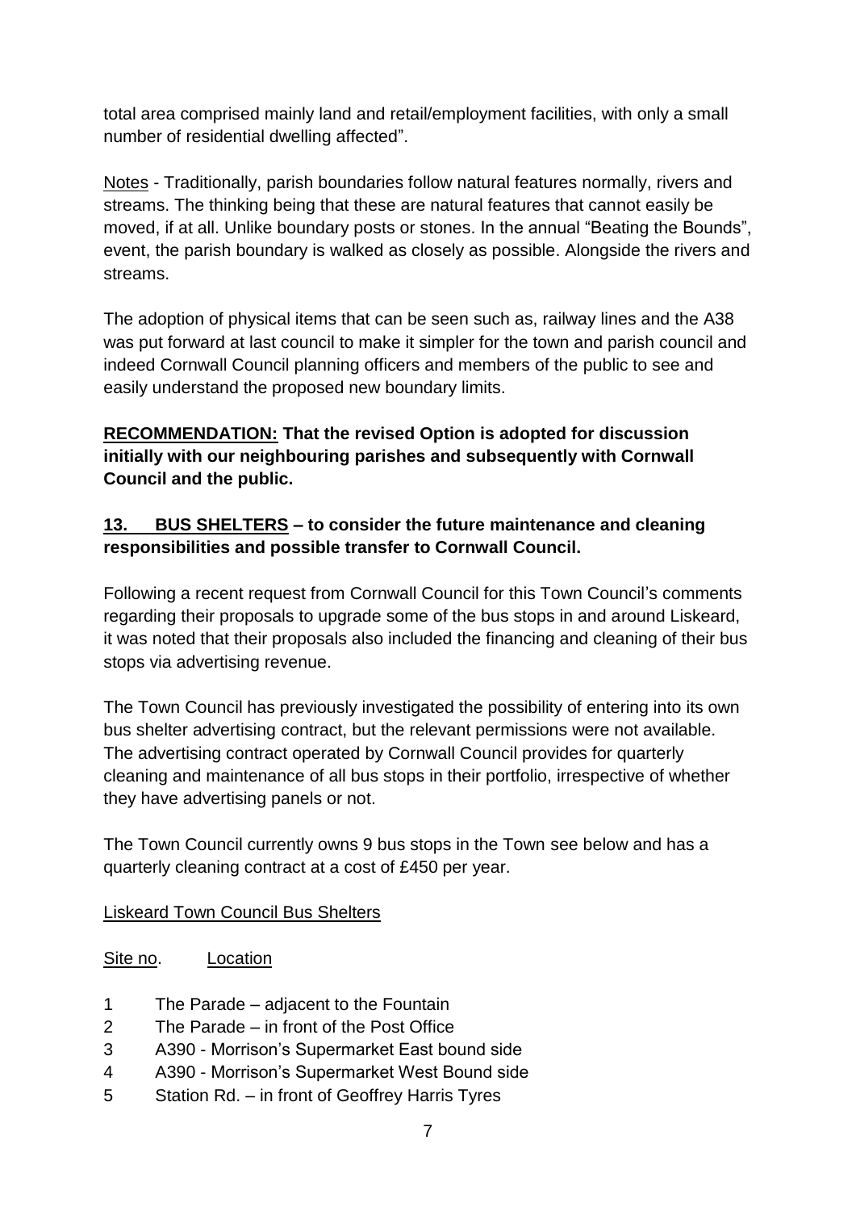total area comprised mainly land and retail/employment facilities, with only a small number of residential dwelling affected".

Notes - Traditionally, parish boundaries follow natural features normally, rivers and streams. The thinking being that these are natural features that cannot easily be moved, if at all. Unlike boundary posts or stones. In the annual "Beating the Bounds", event, the parish boundary is walked as closely as possible. Alongside the rivers and streams.

The adoption of physical items that can be seen such as, railway lines and the A38 was put forward at last council to make it simpler for the town and parish council and indeed Cornwall Council planning officers and members of the public to see and easily understand the proposed new boundary limits.

**RECOMMENDATION: That the revised Option is adopted for discussion initially with our neighbouring parishes and subsequently with Cornwall Council and the public.**

**13. BUS SHELTERS – to consider the future maintenance and cleaning responsibilities and possible transfer to Cornwall Council.**

Following a recent request from Cornwall Council for this Town Council's comments regarding their proposals to upgrade some of the bus stops in and around Liskeard, it was noted that their proposals also included the financing and cleaning of their bus stops via advertising revenue.

The Town Council has previously investigated the possibility of entering into its own bus shelter advertising contract, but the relevant permissions were not available. The advertising contract operated by Cornwall Council provides for quarterly cleaning and maintenance of all bus stops in their portfolio, irrespective of whether they have advertising panels or not.

The Town Council currently owns 9 bus stops in the Town see below and has a quarterly cleaning contract at a cost of £450 per year.

Liskeard Town Council Bus Shelters

| Site no. | Location |
|---|---|
| 1 | The Parade – adjacent to the Fountain |
| 2 | The Parade – in front of the Post Office |
| 3 | A390 - Morrison's Supermarket East bound side |
| 4 | A390 - Morrison's Supermarket West Bound side |
| 5 | Station Rd. – in front of Geoffrey Harris Tyres |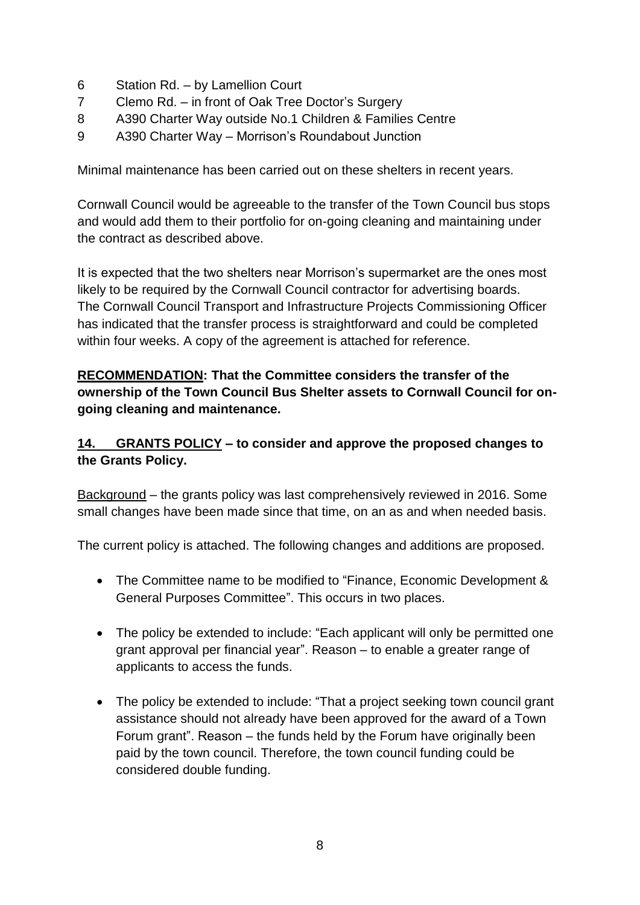6 Station Rd. – by Lamellion Court
7 Clemo Rd. – in front of Oak Tree Doctor's Surgery
8 A390 Charter Way outside No.1 Children & Families Centre
9 A390 Charter Way – Morrison's Roundabout Junction

Minimal maintenance has been carried out on these shelters in recent years.

Cornwall Council would be agreeable to the transfer of the Town Council bus stops and would add them to their portfolio for on-going cleaning and maintaining under the contract as described above.

It is expected that the two shelters near Morrison's supermarket are the ones most likely to be required by the Cornwall Council contractor for advertising boards. The Cornwall Council Transport and Infrastructure Projects Commissioning Officer has indicated that the transfer process is straightforward and could be completed within four weeks. A copy of the agreement is attached for reference.

**RECOMMENDATION: That the Committee considers the transfer of the ownership of the Town Council Bus Shelter assets to Cornwall Council for on-going cleaning and maintenance.**

**14. GRANTS POLICY – to consider and approve the proposed changes to the Grants Policy.**

Background – the grants policy was last comprehensively reviewed in 2016. Some small changes have been made since that time, on an as and when needed basis.

The current policy is attached. The following changes and additions are proposed.

- The Committee name to be modified to "Finance, Economic Development & General Purposes Committee". This occurs in two places.
- The policy be extended to include: "Each applicant will only be permitted one grant approval per financial year". Reason – to enable a greater range of applicants to access the funds.
- The policy be extended to include: "That a project seeking town council grant assistance should not already have been approved for the award of a Town Forum grant". Reason – the funds held by the Forum have originally been paid by the town council. Therefore, the town council funding could be considered double funding.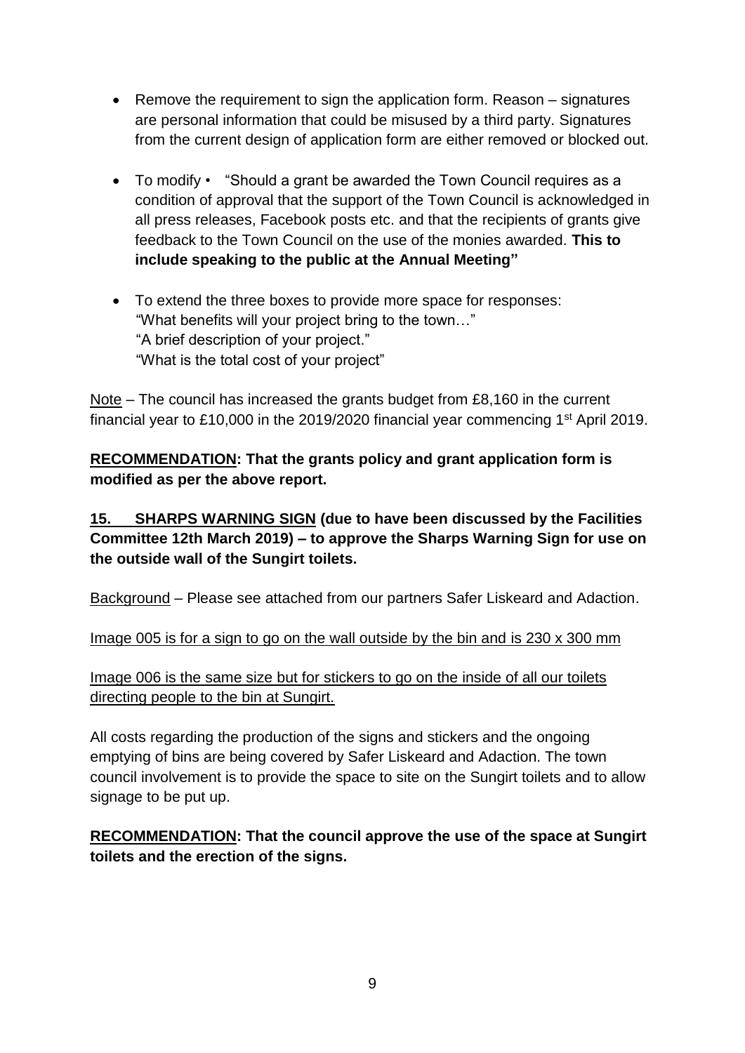- Remove the requirement to sign the application form. Reason – signatures are personal information that could be misused by a third party. Signatures from the current design of application form are either removed or blocked out.
- To modify • "Should a grant be awarded the Town Council requires as a condition of approval that the support of the Town Council is acknowledged in all press releases, Facebook posts etc. and that the recipients of grants give feedback to the Town Council on the use of the monies awarded. **This to include speaking to the public at the Annual Meeting"**
- To extend the three boxes to provide more space for responses:
  "What benefits will your project bring to the town…"
  "A brief description of your project."
  "What is the total cost of your project"

Note – The council has increased the grants budget from £8,160 in the current financial year to £10,000 in the 2019/2020 financial year commencing 1st April 2019.

**RECOMMENDATION: That the grants policy and grant application form is modified as per the above report.**

**15. SHARPS WARNING SIGN (due to have been discussed by the Facilities Committee 12th March 2019) – to approve the Sharps Warning Sign for use on the outside wall of the Sungirt toilets.**

Background – Please see attached from our partners Safer Liskeard and Adaction.

Image 005 is for a sign to go on the wall outside by the bin and is 230 x 300 mm

Image 006 is the same size but for stickers to go on the inside of all our toilets directing people to the bin at Sungirt.

All costs regarding the production of the signs and stickers and the ongoing emptying of bins are being covered by Safer Liskeard and Adaction. The town council involvement is to provide the space to site on the Sungirt toilets and to allow signage to be put up.

**RECOMMENDATION: That the council approve the use of the space at Sungirt toilets and the erection of the signs.**